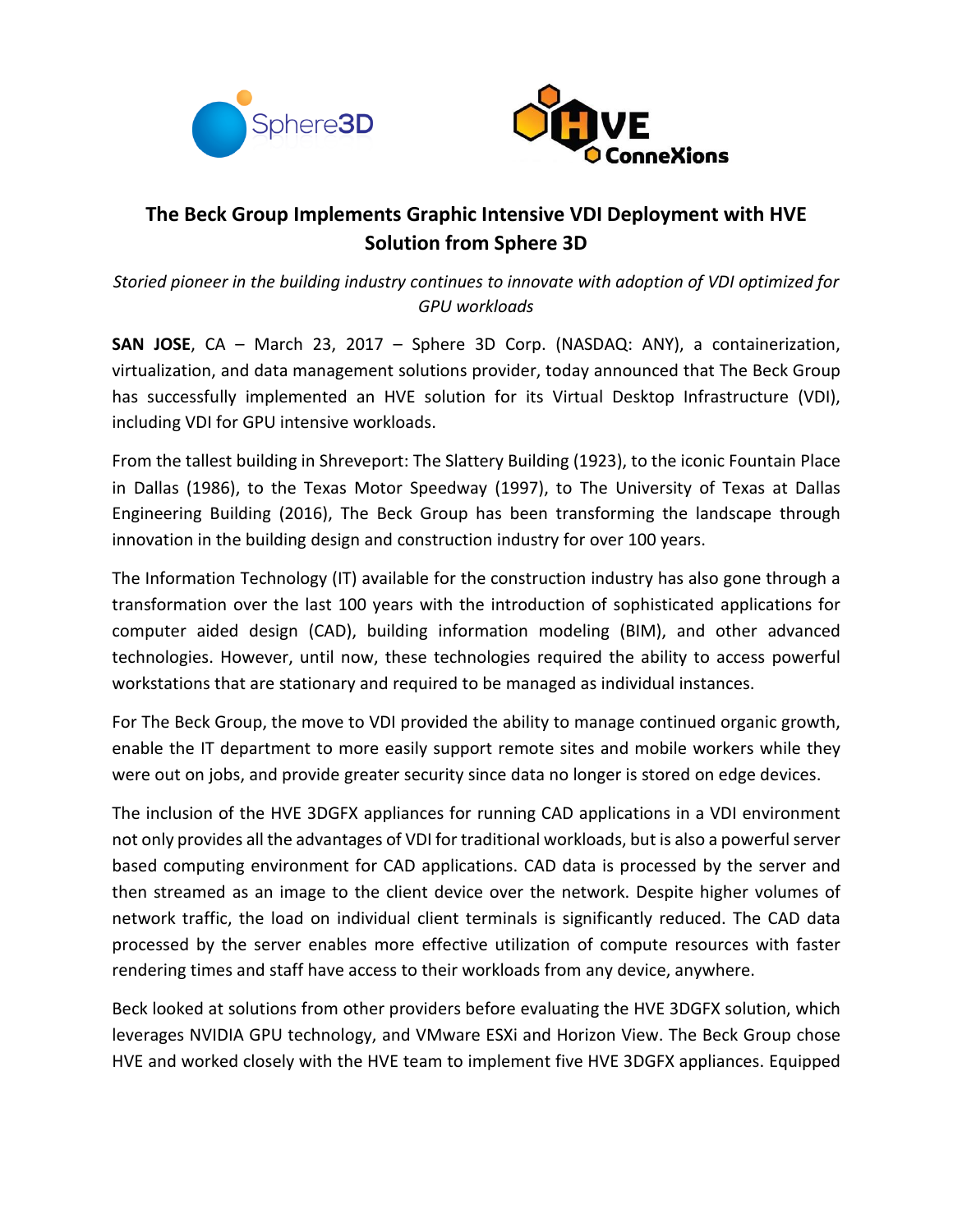# The Beck Group Implements Graphic Intensive VDI Deployment with HVE Solution from Sphere 3D

*Storied pioneer in the building industry continues to innovate with adoption of VDI optimized for GPU workloads*

**SAN JOSE**, CA – March 23, 2017 – Sphere 3D Corp. (NASDAQ: ANY), a containerization, virtualization, and data management solutions provider, today announced that The Beck Group has successfully implemented an HVE solution for its Virtual Desktop Infrastructure (VDI), including VDI for GPU intensive workloads.

From the tallest building in Shreveport: The Slattery Building (1923), to the iconic Fountain Place in Dallas (1986), to the Texas Motor Speedway (1997), to The University of Texas at Dallas Engineering Building (2016), The Beck Group has been transforming the landscape through innovation in the building design and construction industry for over 100 years.

The Information Technology (IT) available for the construction industry has also gone through a transformation over the last 100 years with the introduction of sophisticated applications for computer aided design (CAD), building information modeling (BIM), and other advanced technologies. However, until now, these technologies required the ability to access powerful workstations that are stationary and required to be managed as individual instances.

For The Beck Group, the move to VDI provided the ability to manage continued organic growth, enable the IT department to more easily support remote sites and mobile workers while they were out on jobs, and provide greater security since data no longer is stored on edge devices.

The inclusion of the HVE 3DGFX appliances for running CAD applications in a VDI environment not only provides all the advantages of VDI for traditional workloads, but is also a powerful server based computing environment for CAD applications. CAD data is processed by the server and then streamed as an image to the client device over the network. Despite higher volumes of network traffic, the load on individual client terminals is significantly reduced. The CAD data processed by the server enables more effective utilization of compute resources with faster rendering times and staff have access to their workloads from any device, anywhere.

Beck looked at solutions from other providers before evaluating the HVE 3DGFX solution, which leverages NVIDIA GPU technology, and VMware ESXi and Horizon View. The Beck Group chose HVE and worked closely with the HVE team to implement five HVE 3DGFX appliances. Equipped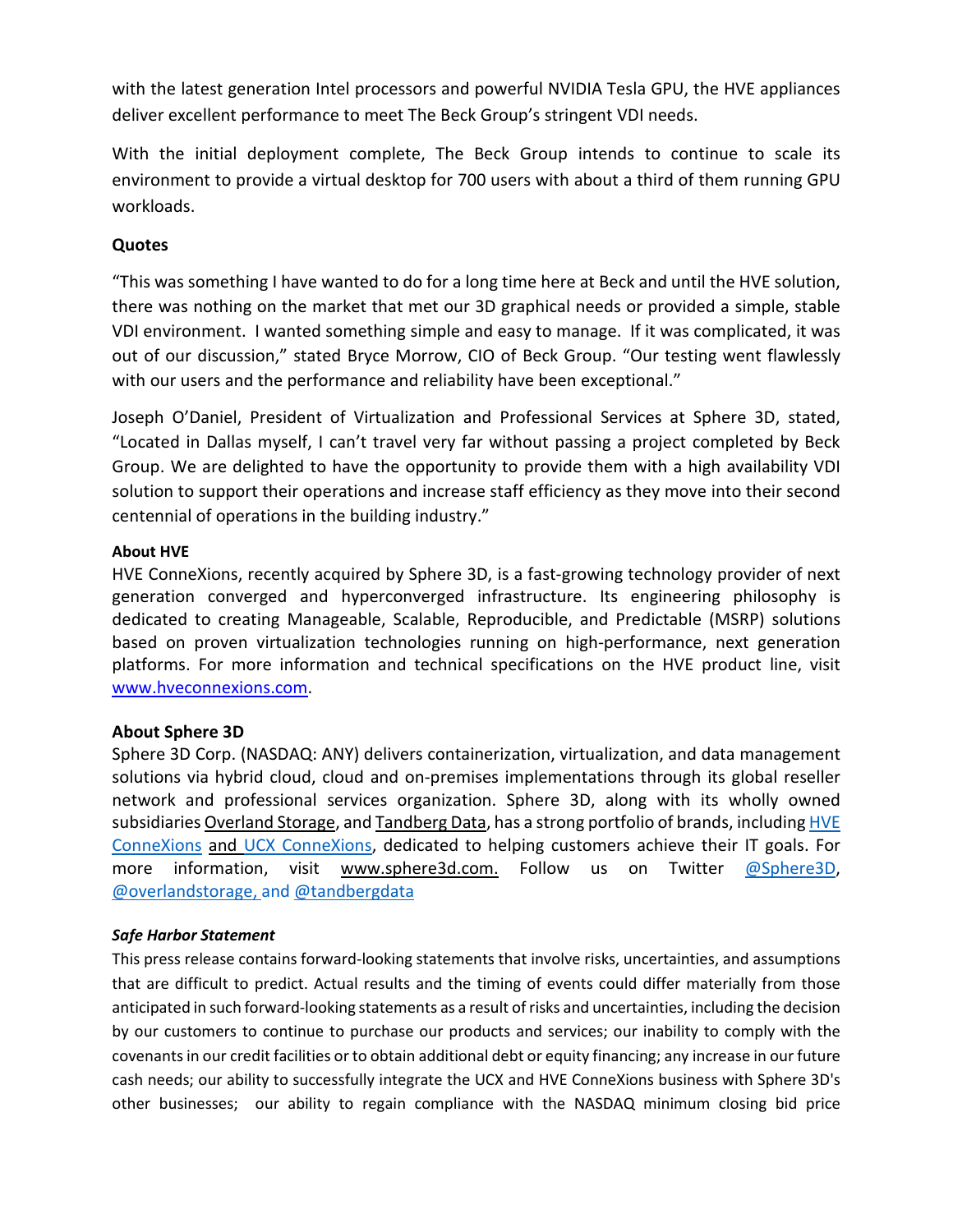with the latest generation Intel processors and powerful NVIDIA Tesla GPU, the HVE appliances deliver excellent performance to meet The Beck Group's stringent VDI needs.

With the initial deployment complete, The Beck Group intends to continue to scale its environment to provide a virtual desktop for 700 users with about a third of them running GPU workloads.

**Quotes**

"This was something I have wanted to do for a long time here at Beck and until the HVE solution, there was nothing on the market that met our 3D graphical needs or provided a simple, stable VDI environment. I wanted something simple and easy to manage. If it was complicated, it was out of our discussion," stated Bryce Morrow, CIO of Beck Group. "Our testing went flawlessly with our users and the performance and reliability have been exceptional."

Joseph O'Daniel, President of Virtualization and Professional Services at Sphere 3D, stated, "Located in Dallas myself, I can't travel very far without passing a project completed by Beck Group. We are delighted to have the opportunity to provide them with a high availability VDI solution to support their operations and increase staff efficiency as they move into their second centennial of operations in the building industry."

**About HVE**

HVE ConneXions, recently acquired by Sphere 3D, is a fast-growing technology provider of next generation converged and hyperconverged infrastructure. Its engineering philosophy is dedicated to creating Manageable, Scalable, Reproducible, and Predictable (MSRP) solutions based on proven virtualization technologies running on high-performance, next generation platforms. For more information and technical specifications on the HVE product line, visit www.hveconnexions.com.

**About Sphere 3D**

Sphere 3D Corp. (NASDAQ: ANY) delivers containerization, virtualization, and data management solutions via hybrid cloud, cloud and on-premises implementations through its global reseller network and professional services organization. Sphere 3D, along with its wholly owned subsidiaries Overland Storage, and Tandberg Data, has a strong portfolio of brands, including HVE ConneXions and UCX ConneXions, dedicated to helping customers achieve their IT goals. For more information, visit www.sphere3d.com. Follow us on Twitter @Sphere3D, @overlandstorage, and @tandbergdata

***Safe Harbor Statement***

This press release contains forward-looking statements that involve risks, uncertainties, and assumptions that are difficult to predict. Actual results and the timing of events could differ materially from those anticipated in such forward-looking statements as a result of risks and uncertainties, including the decision by our customers to continue to purchase our products and services; our inability to comply with the covenants in our credit facilities or to obtain additional debt or equity financing; any increase in our future cash needs; our ability to successfully integrate the UCX and HVE ConneXions business with Sphere 3D's other businesses; our ability to regain compliance with the NASDAQ minimum closing bid price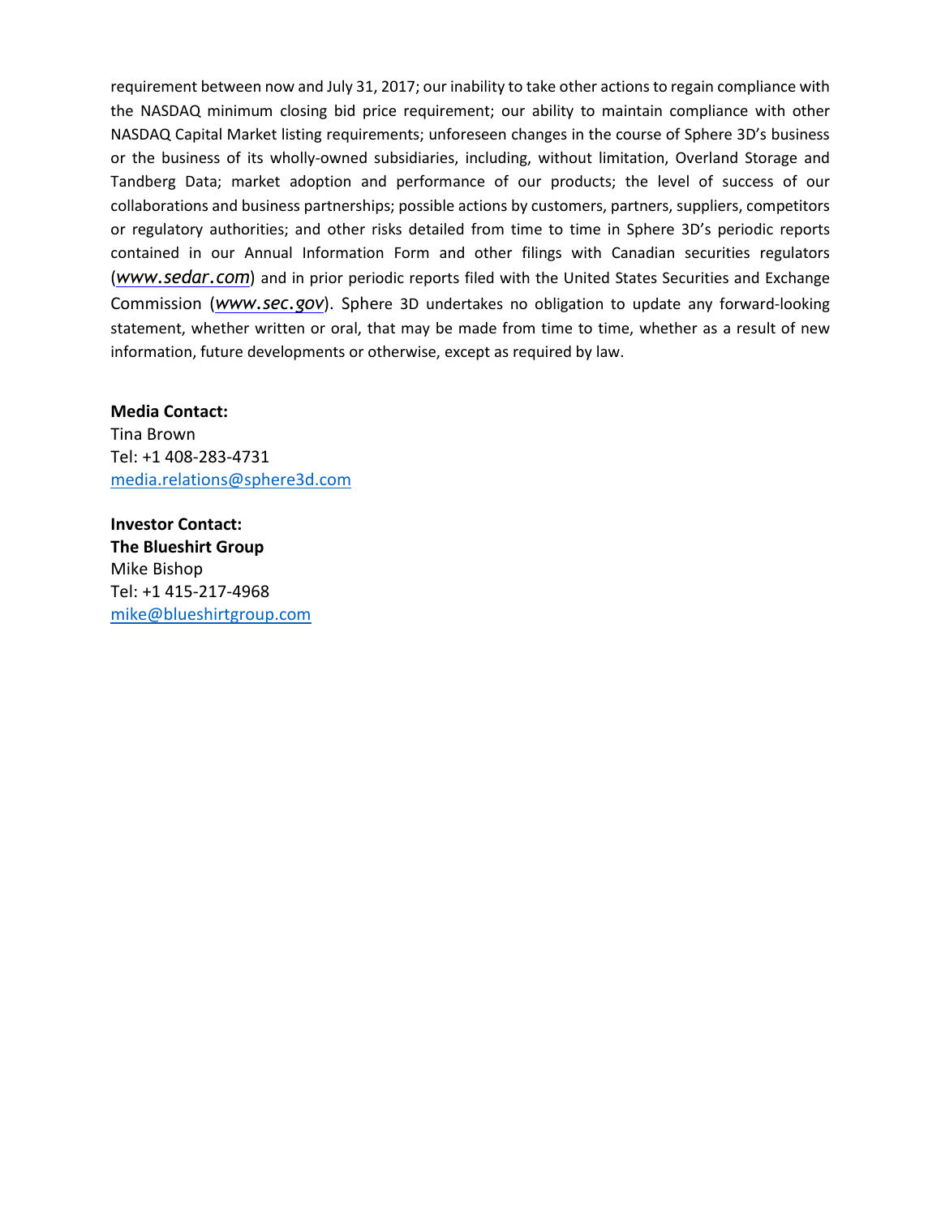requirement between now and July 31, 2017; our inability to take other actions to regain compliance with the NASDAQ minimum closing bid price requirement; our ability to maintain compliance with other NASDAQ Capital Market listing requirements; unforeseen changes in the course of Sphere 3D's business or the business of its wholly-owned subsidiaries, including, without limitation, Overland Storage and Tandberg Data; market adoption and performance of our products; the level of success of our collaborations and business partnerships; possible actions by customers, partners, suppliers, competitors or regulatory authorities; and other risks detailed from time to time in Sphere 3D's periodic reports contained in our Annual Information Form and other filings with Canadian securities regulators (*www.sedar.com*) and in prior periodic reports filed with the United States Securities and Exchange Commission (*www.sec.gov*). Sphere 3D undertakes no obligation to update any forward-looking statement, whether written or oral, that may be made from time to time, whether as a result of new information, future developments or otherwise, except as required by law.

**Media Contact:**
Tina Brown
Tel: +1 408-283-4731
media.relations@sphere3d.com

**Investor Contact:**
**The Blueshirt Group**
Mike Bishop
Tel: +1 415-217-4968
mike@blueshirtgroup.com